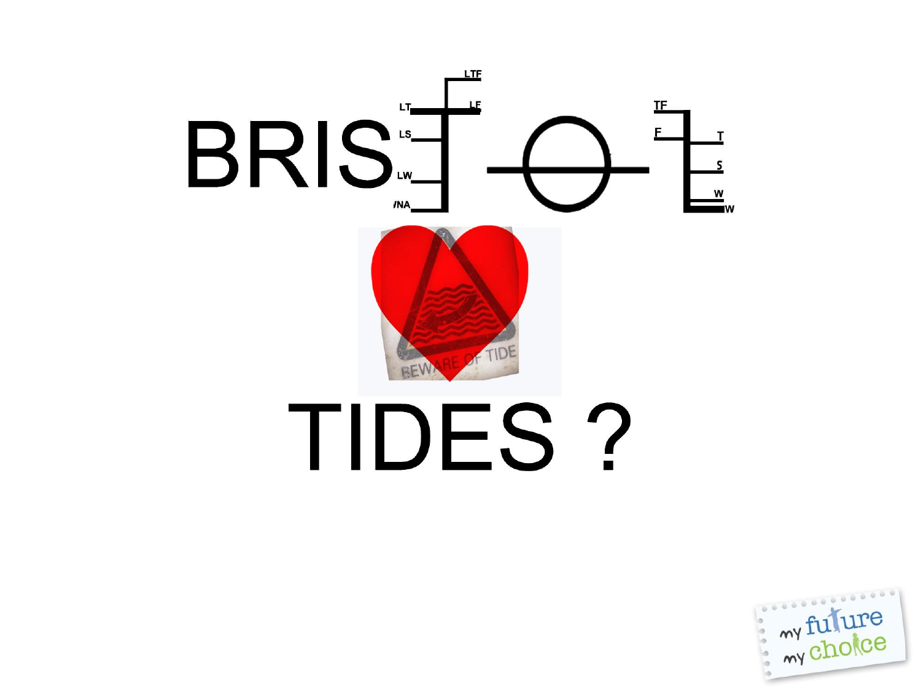# BRISTOL

# TIDES ?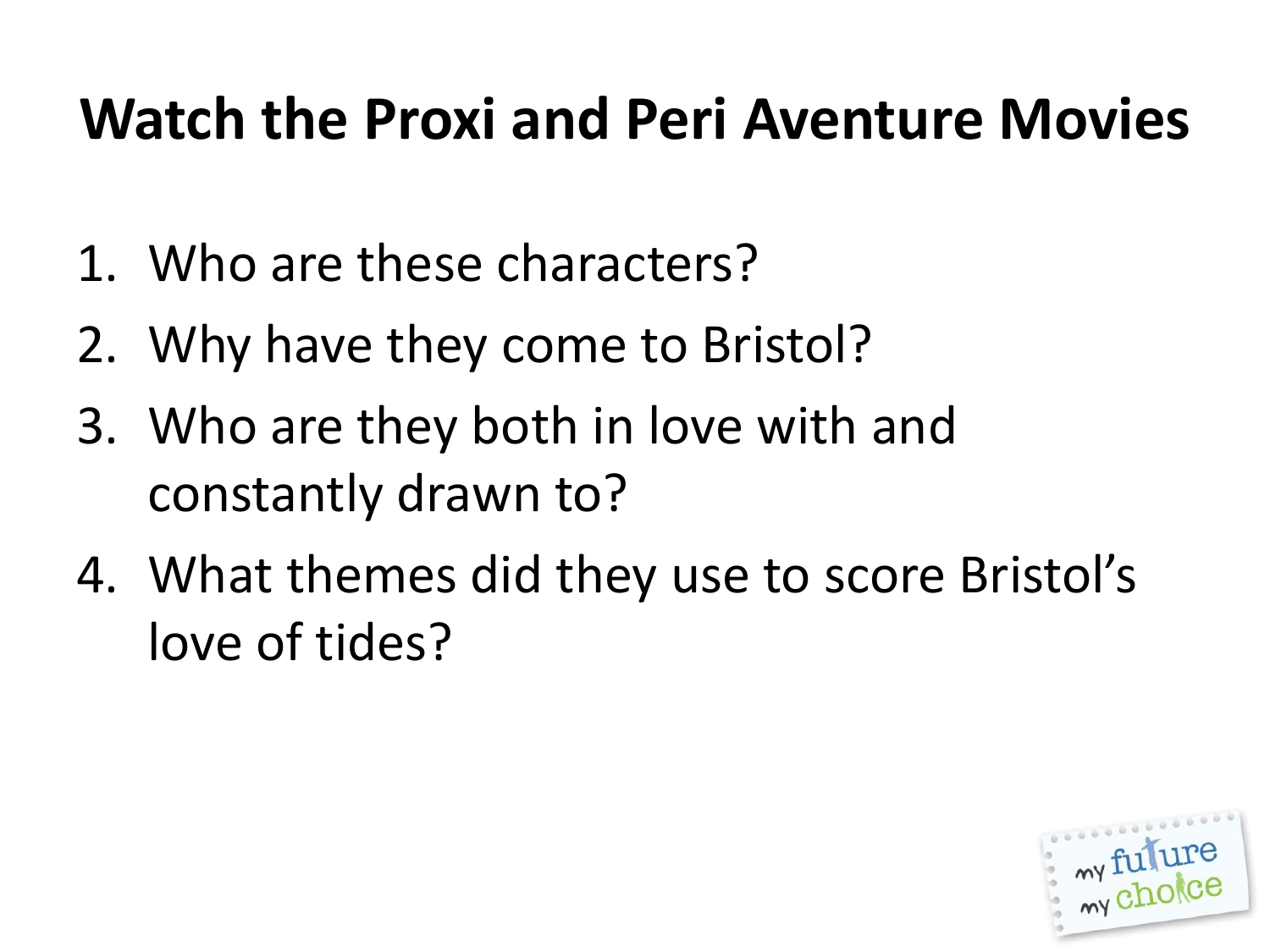# Watch the Proxi and Peri Aventure Movies

1. Who are these characters?
2. Why have they come to Bristol?
3. Who are they both in love with and constantly drawn to?
4. What themes did they use to score Bristol's love of tides?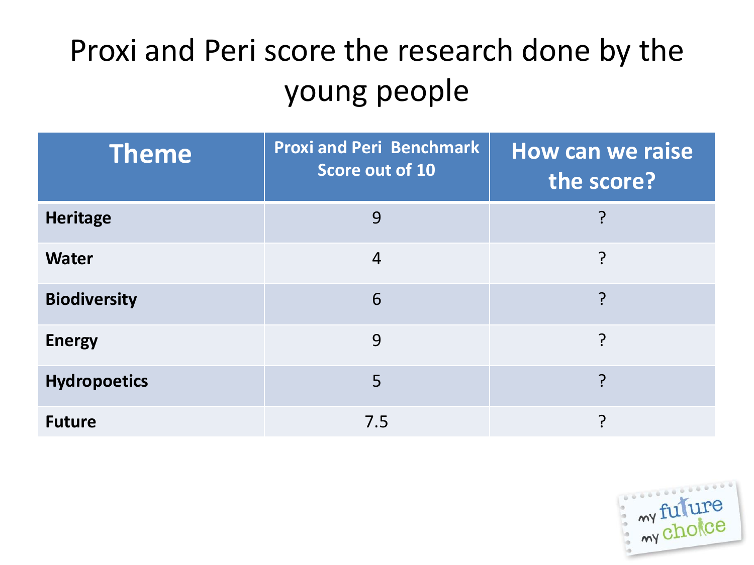# Proxi and Peri score the research done by the young people

| Theme | Proxi and Peri Benchmark Score out of 10 | How can we raise the score? |
|---|---|---|
| **Heritage** | 9 | ? |
| **Water** | 4 | ? |
| **Biodiversity** | 6 | ? |
| **Energy** | 9 | ? |
| **Hydropoetics** | 5 | ? |
| **Future** | 7.5 | ? |

my future my choice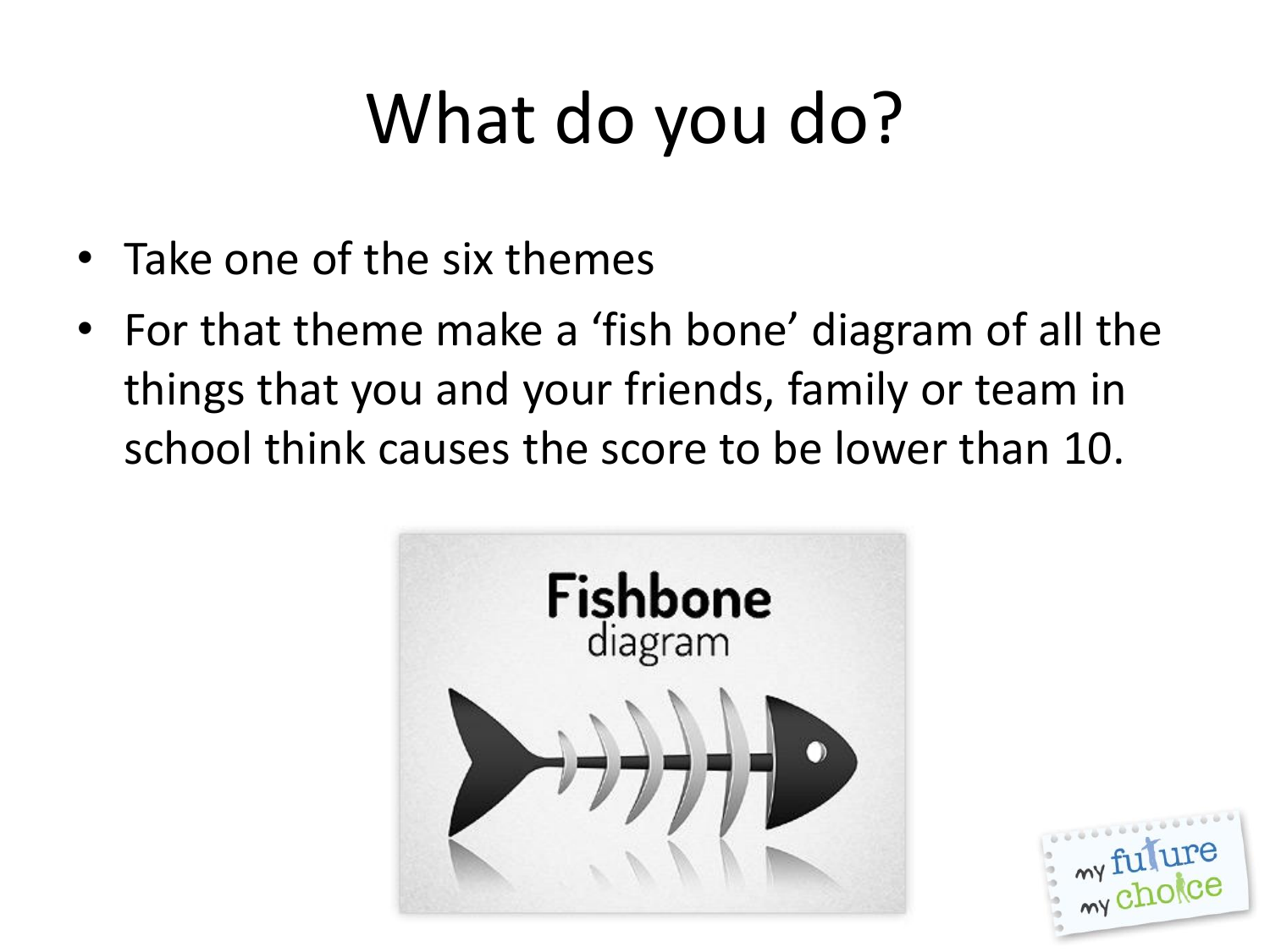# What do you do?

- Take one of the six themes
- For that theme make a 'fish bone' diagram of all the things that you and your friends, family or team in school think causes the score to be lower than 10.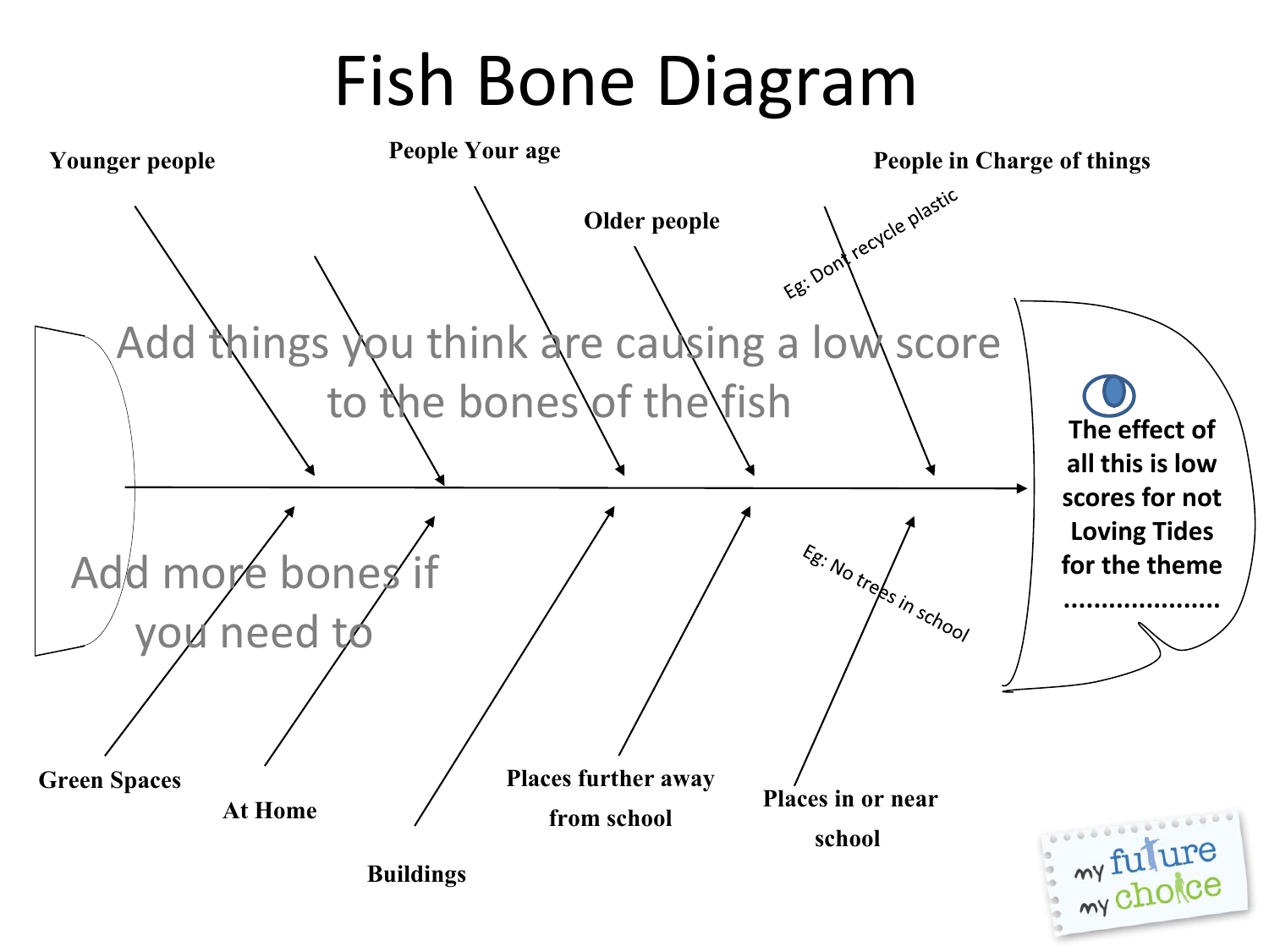# Fish Bone Diagram

**Younger people**

**People Your age**

**Older people**

**People in Charge of things**

Eg: Dont recycle plastic

Add things you think are causing a low score to the bones of the fish

Add more bones if you need to

Eg: No trees in school

**The effect of all this is low scores for not Loving Tides for the theme ....................**

**Green Spaces**

**At Home**

**Buildings**

**Places further away from school**

**Places in or near school**

my future my choice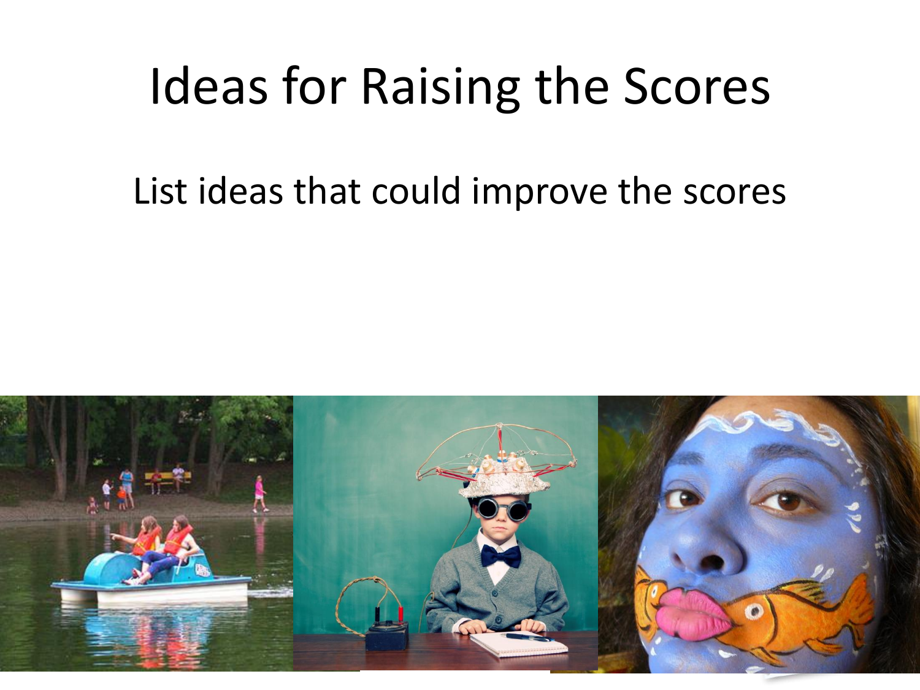# Ideas for Raising the Scores

List ideas that could improve the scores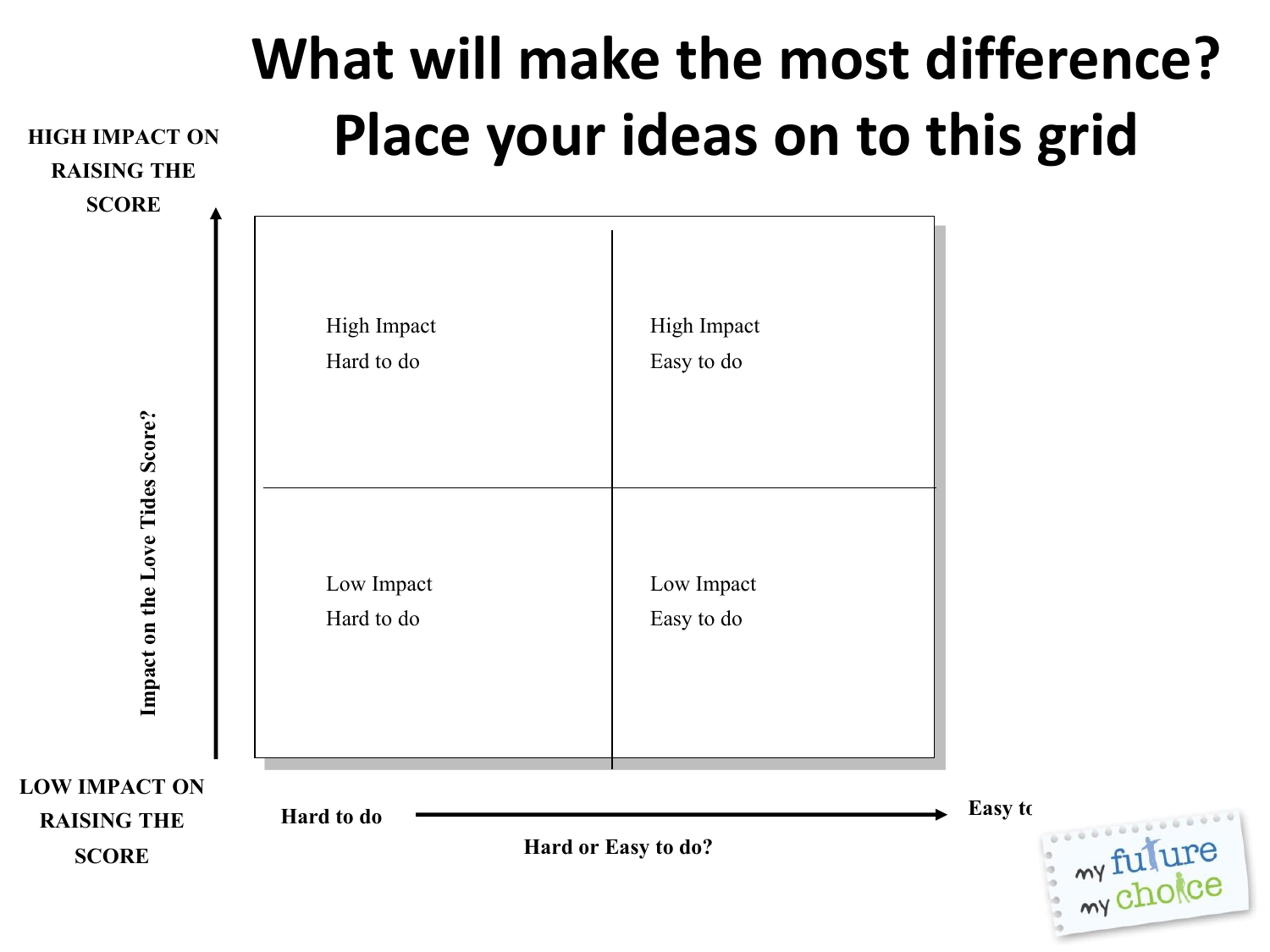# What will make the most difference? Place your ideas on to this grid

HIGH IMPACT ON RAISING THE SCORE

**Impact on the Love Tides Score?**

| High Impact<br>Hard to do | High Impact<br>Easy to do |
|---|---|
| Low Impact<br>Hard to do | Low Impact<br>Easy to do |

LOW IMPACT ON RAISING THE SCORE

**Hard to do** → **Easy to**

**Hard or Easy to do?**

my future my choice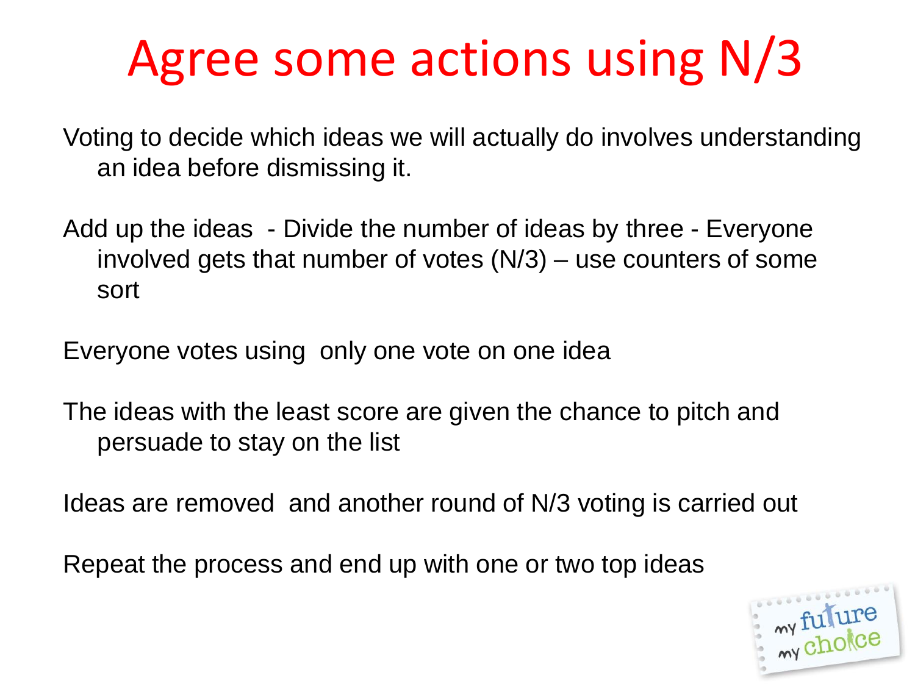# Agree some actions using N/3

Voting to decide which ideas we will actually do involves understanding an idea before dismissing it.

Add up the ideas - Divide the number of ideas by three - Everyone involved gets that number of votes (N/3) – use counters of some sort

Everyone votes using only one vote on one idea

The ideas with the least score are given the chance to pitch and persuade to stay on the list

Ideas are removed and another round of N/3 voting is carried out

Repeat the process and end up with one or two top ideas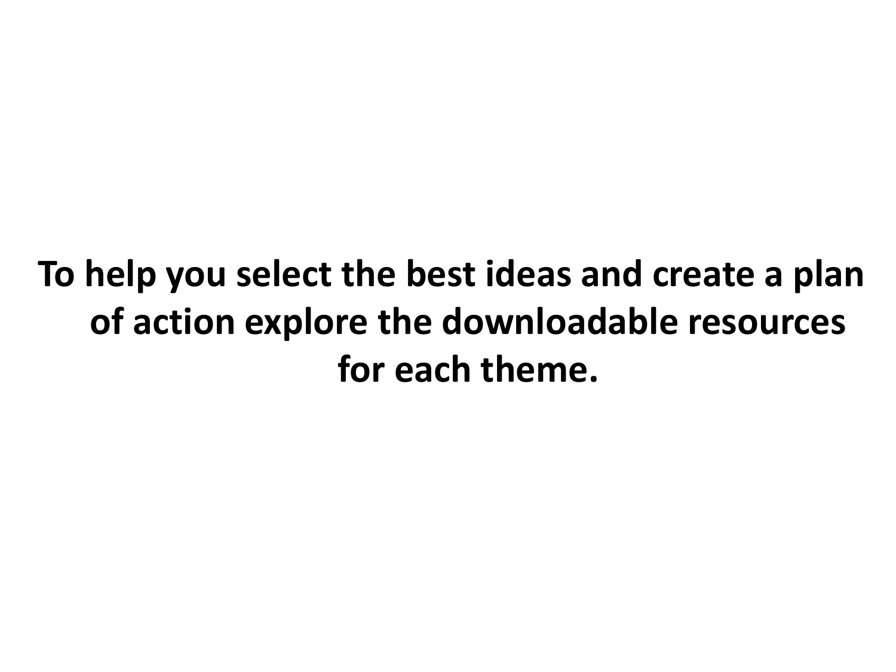**To help you select the best ideas and create a plan of action explore the downloadable resources for each theme.**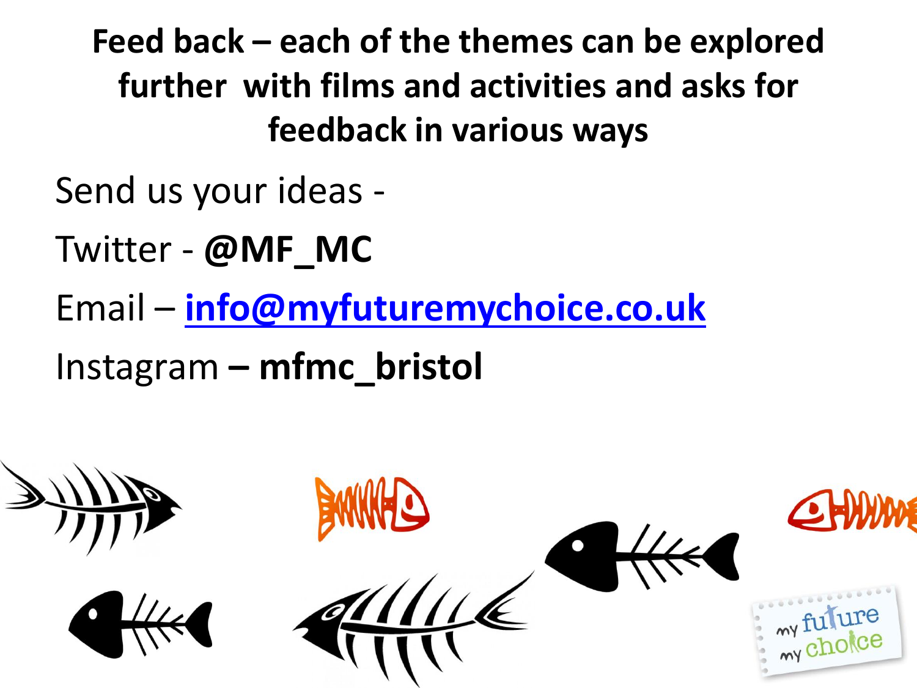**Feed back – each of the themes can be explored further with films and activities and asks for feedback in various ways**

Send us your ideas -

Twitter - **@MF_MC**

Email – **info@myfuturemychoice.co.uk**

Instagram **– mfmc_bristol**